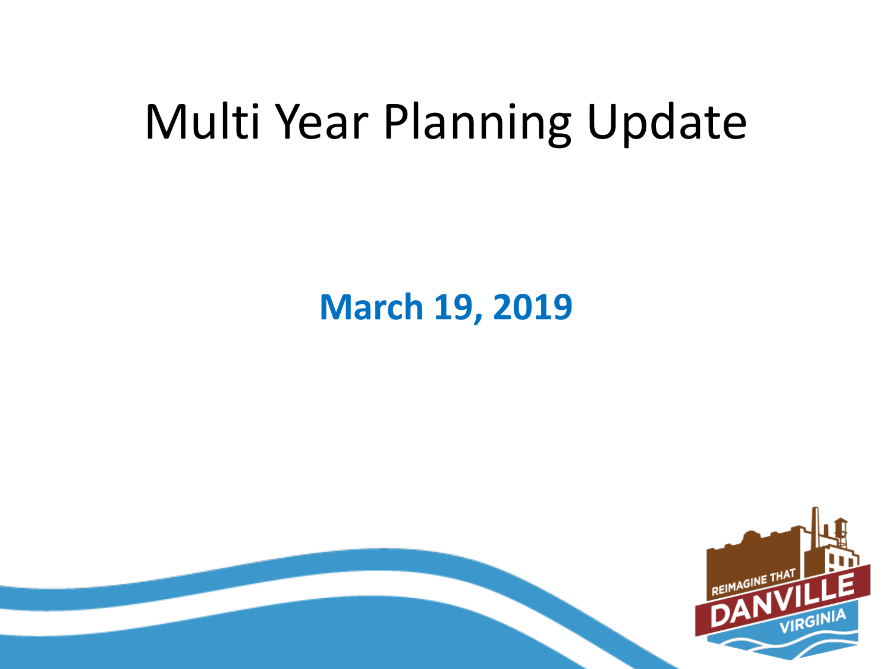# Multi Year Planning Update

**March 19, 2019**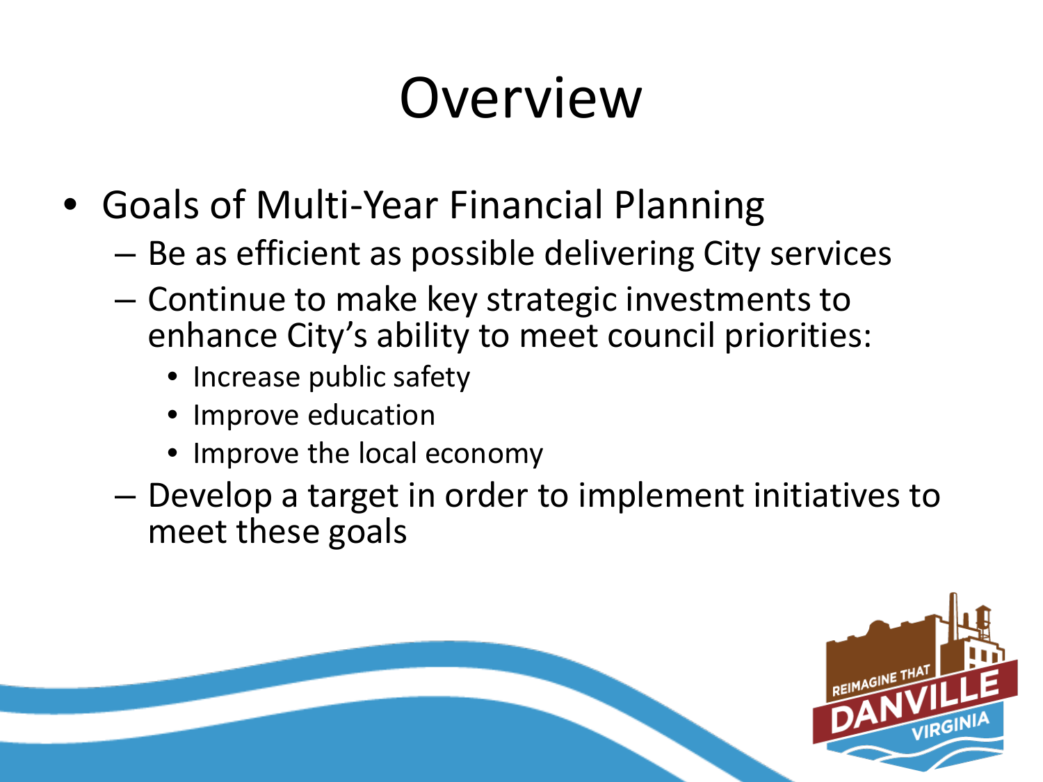# Overview

- Goals of Multi-Year Financial Planning
  - Be as efficient as possible delivering City services
  - Continue to make key strategic investments to enhance City's ability to meet council priorities:
    - Increase public safety
    - Improve education
    - Improve the local economy
  - Develop a target in order to implement initiatives to meet these goals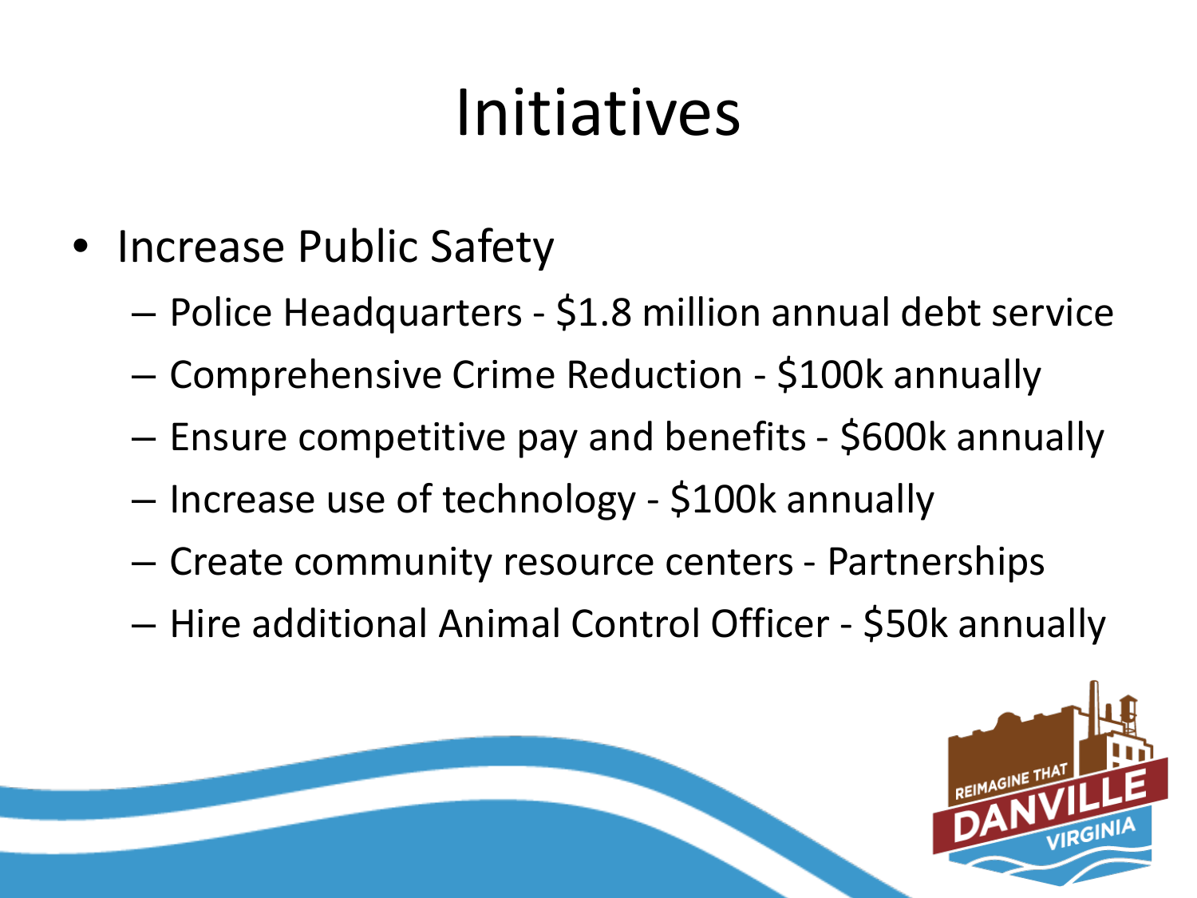# Initiatives

- Increase Public Safety
  - Police Headquarters - $1.8 million annual debt service
  - Comprehensive Crime Reduction - $100k annually
  - Ensure competitive pay and benefits - $600k annually
  - Increase use of technology - $100k annually
  - Create community resource centers - Partnerships
  - Hire additional Animal Control Officer - $50k annually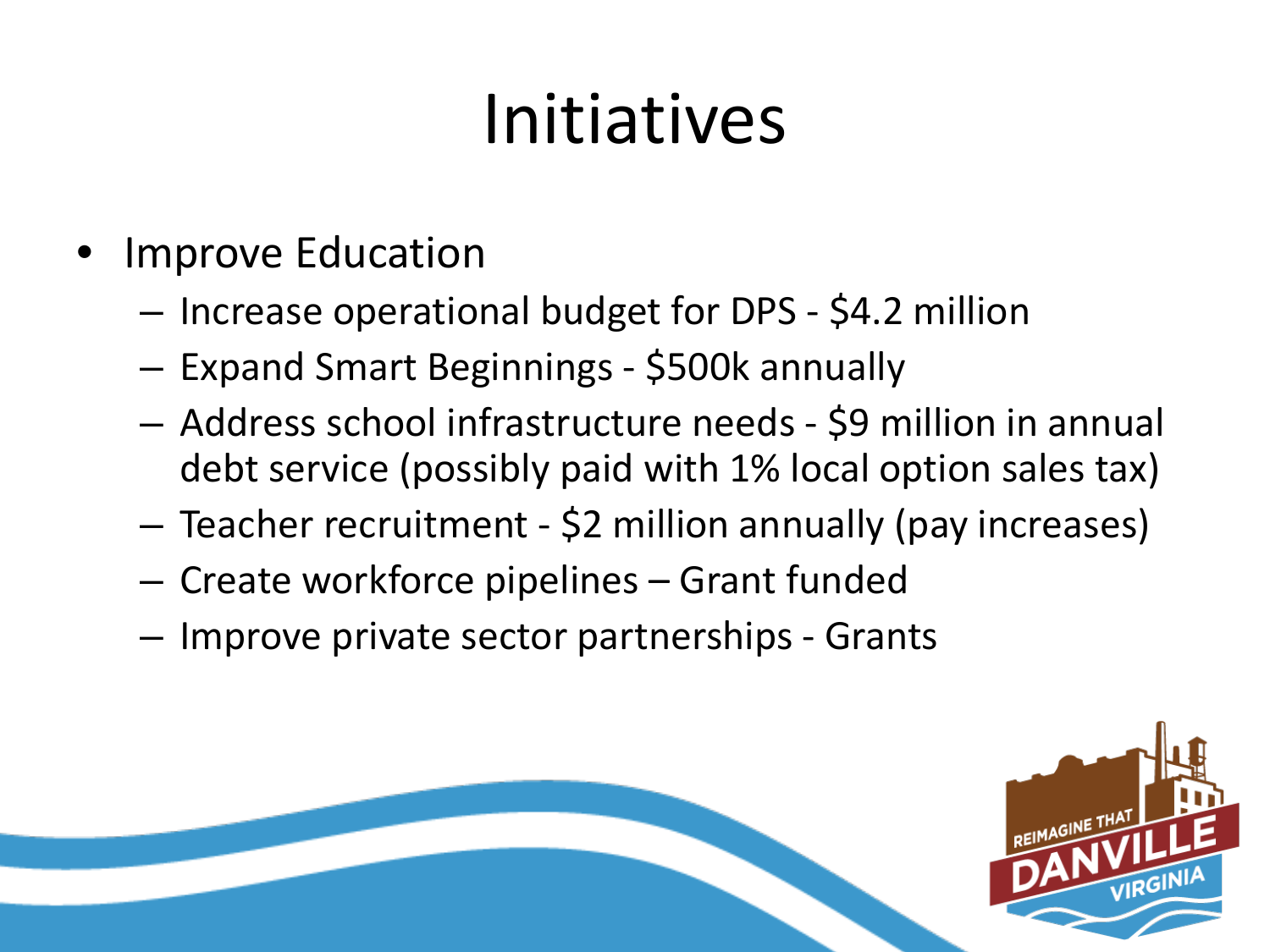# Initiatives

- Improve Education
  - Increase operational budget for DPS - $4.2 million
  - Expand Smart Beginnings - $500k annually
  - Address school infrastructure needs - $9 million in annual debt service (possibly paid with 1% local option sales tax)
  - Teacher recruitment - $2 million annually (pay increases)
  - Create workforce pipelines – Grant funded
  - Improve private sector partnerships - Grants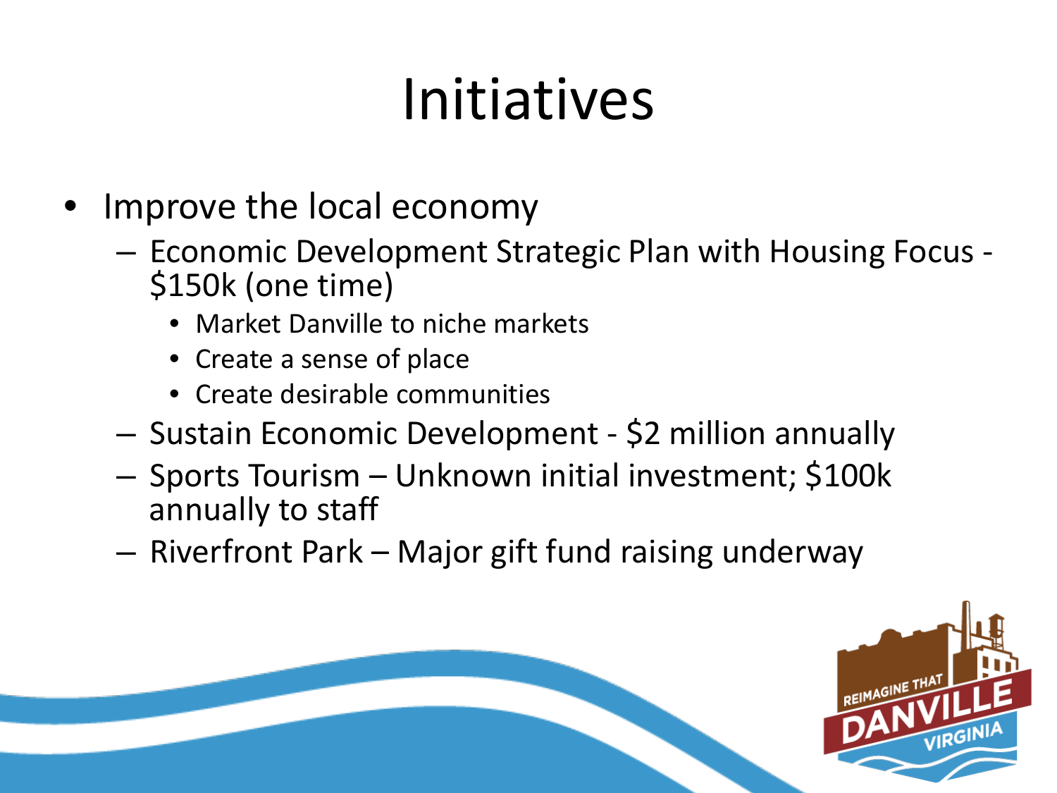# Initiatives

- Improve the local economy
  - Economic Development Strategic Plan with Housing Focus - $150k (one time)
    - Market Danville to niche markets
    - Create a sense of place
    - Create desirable communities
  - Sustain Economic Development - $2 million annually
  - Sports Tourism – Unknown initial investment; $100k annually to staff
  - Riverfront Park – Major gift fund raising underway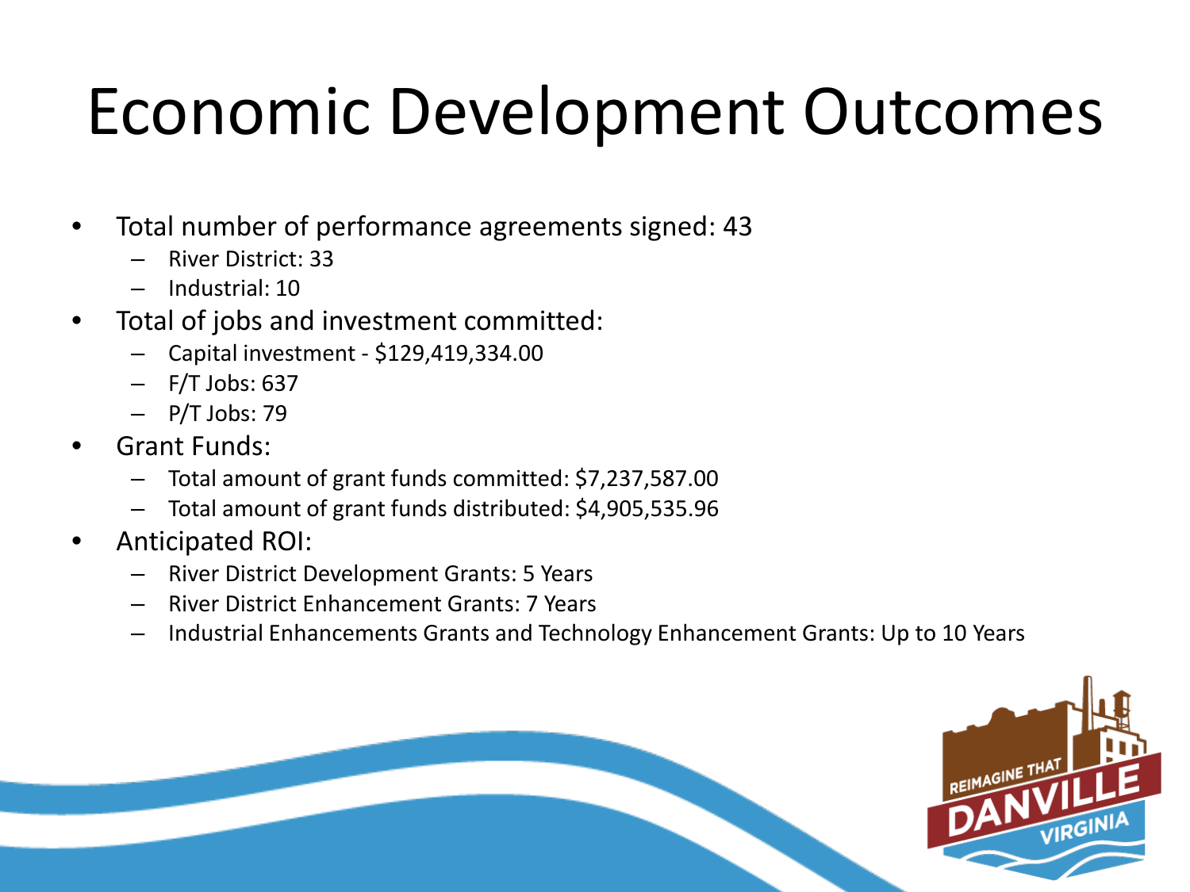# Economic Development Outcomes

- Total number of performance agreements signed: 43
  - River District: 33
  - Industrial: 10
- Total of jobs and investment committed:
  - Capital investment - $129,419,334.00
  - F/T Jobs: 637
  - P/T Jobs: 79
- Grant Funds:
  - Total amount of grant funds committed: $7,237,587.00
  - Total amount of grant funds distributed: $4,905,535.96
- Anticipated ROI:
  - River District Development Grants: 5 Years
  - River District Enhancement Grants: 7 Years
  - Industrial Enhancements Grants and Technology Enhancement Grants: Up to 10 Years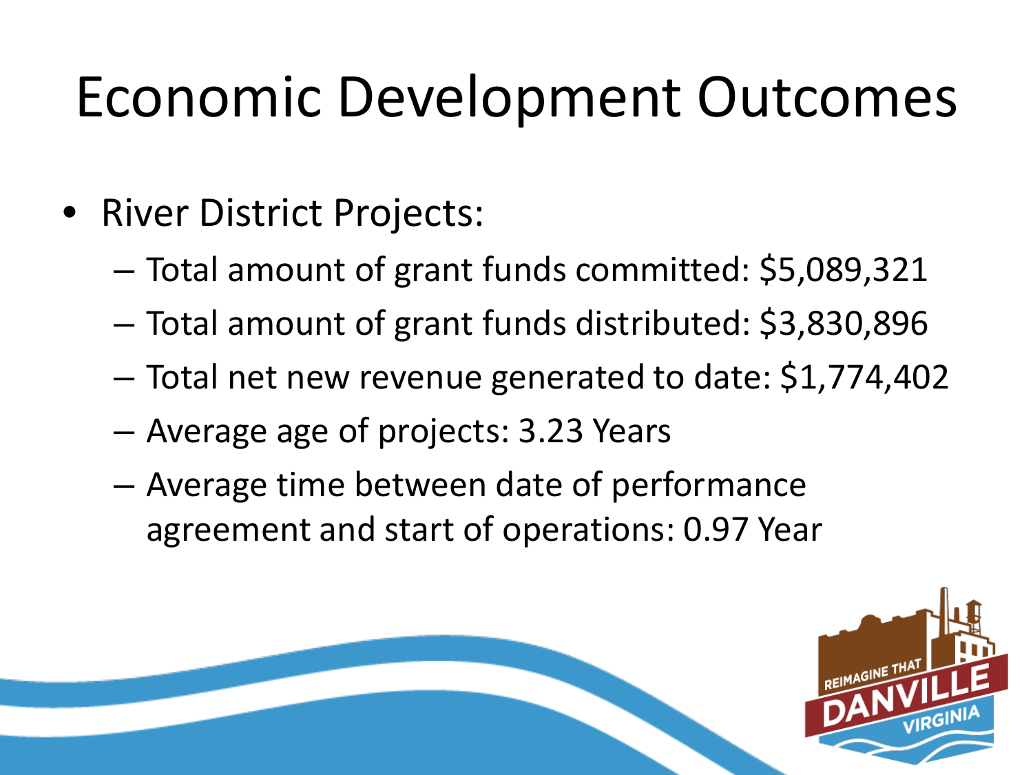# Economic Development Outcomes

- River District Projects:
  - Total amount of grant funds committed: $5,089,321
  - Total amount of grant funds distributed: $3,830,896
  - Total net new revenue generated to date: $1,774,402
  - Average age of projects: 3.23 Years
  - Average time between date of performance agreement and start of operations: 0.97 Year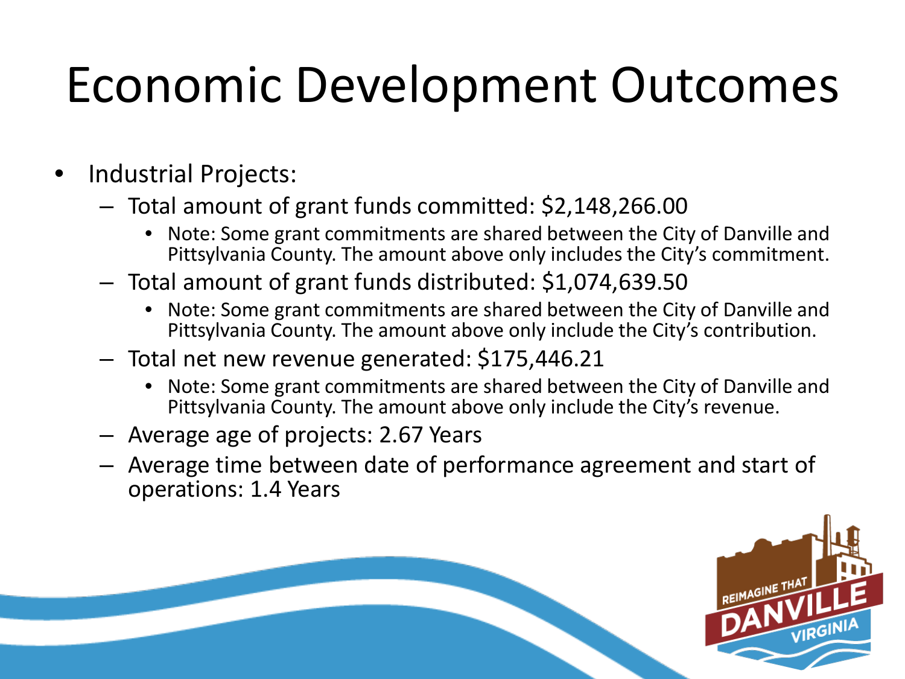# Economic Development Outcomes

- Industrial Projects:
  - Total amount of grant funds committed: $2,148,266.00
    - Note: Some grant commitments are shared between the City of Danville and Pittsylvania County. The amount above only includes the City's commitment.
  - Total amount of grant funds distributed: $1,074,639.50
    - Note: Some grant commitments are shared between the City of Danville and Pittsylvania County. The amount above only include the City's contribution.
  - Total net new revenue generated: $175,446.21
    - Note: Some grant commitments are shared between the City of Danville and Pittsylvania County. The amount above only include the City's revenue.
  - Average age of projects: 2.67 Years
  - Average time between date of performance agreement and start of operations: 1.4 Years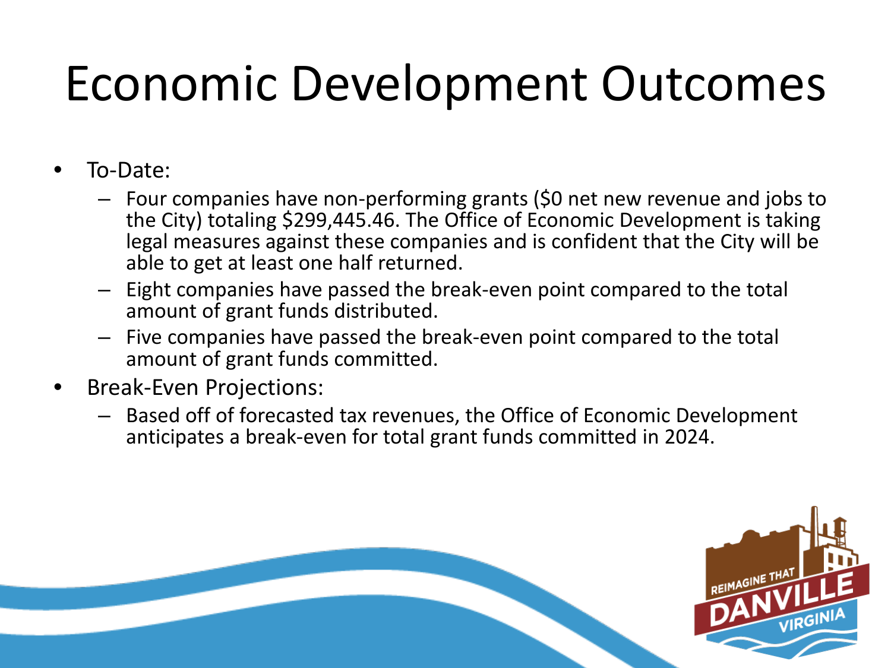# Economic Development Outcomes

- To-Date:
  - Four companies have non-performing grants ($0 net new revenue and jobs to the City) totaling $299,445.46. The Office of Economic Development is taking legal measures against these companies and is confident that the City will be able to get at least one half returned.
  - Eight companies have passed the break-even point compared to the total amount of grant funds distributed.
  - Five companies have passed the break-even point compared to the total amount of grant funds committed.
- Break-Even Projections:
  - Based off of forecasted tax revenues, the Office of Economic Development anticipates a break-even for total grant funds committed in 2024.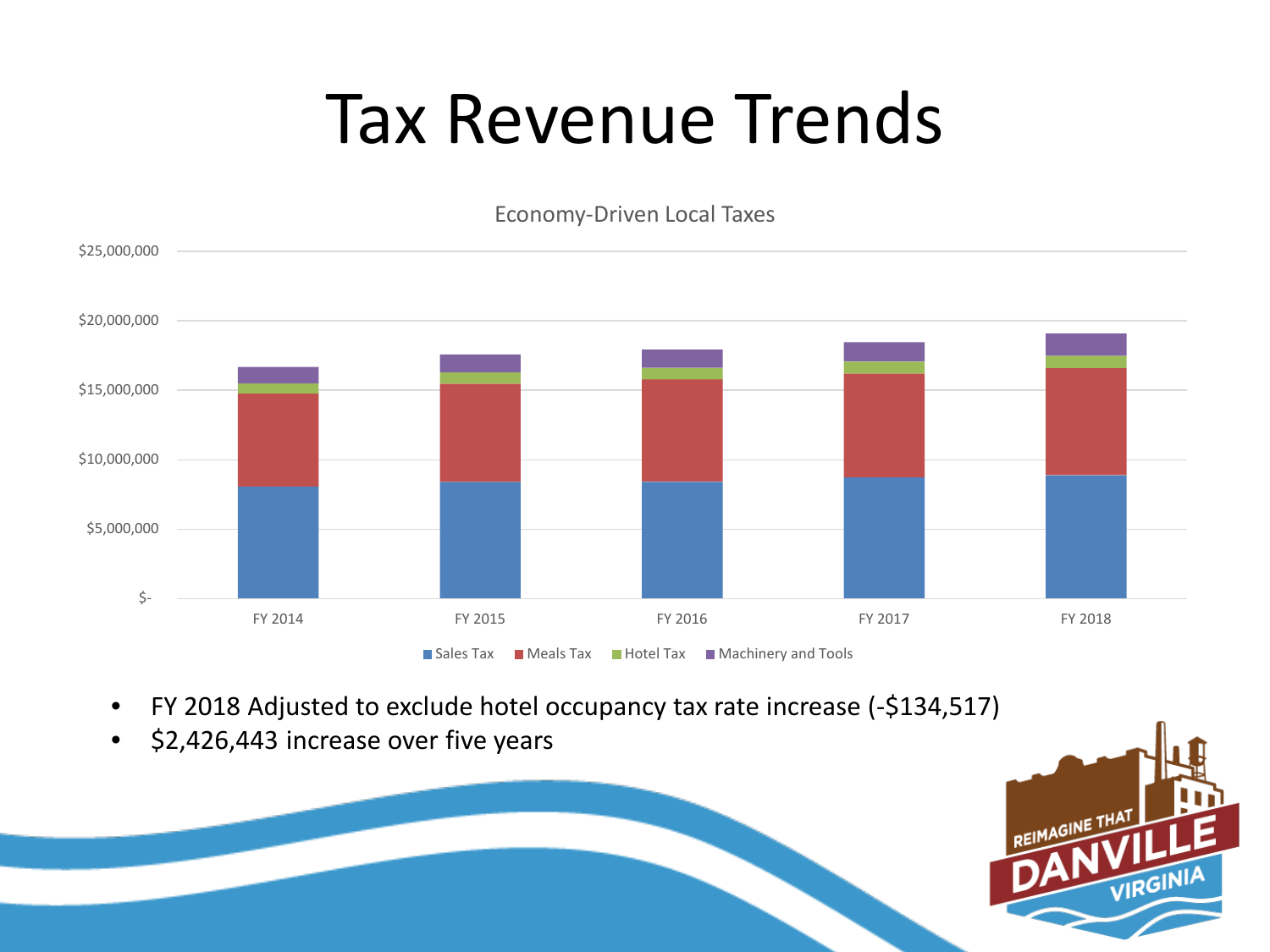# Tax Revenue Trends

Economy-Driven Local Taxes

- FY 2018 Adjusted to exclude hotel occupancy tax rate increase (-$134,517)
- $2,426,443 increase over five years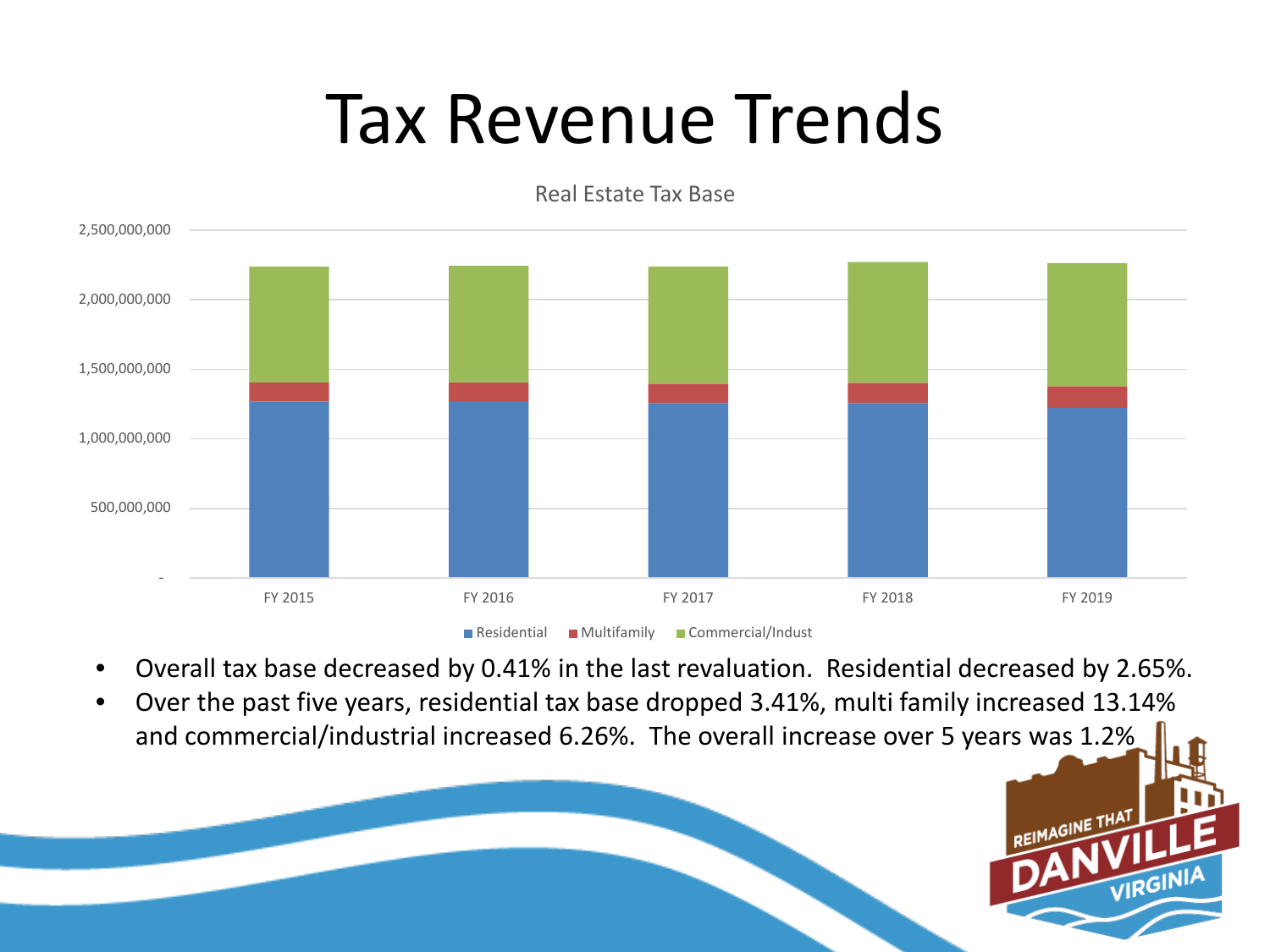# Tax Revenue Trends

Real Estate Tax Base

- Overall tax base decreased by 0.41% in the last revaluation. Residential decreased by 2.65%.
- Over the past five years, residential tax base dropped 3.41%, multi family increased 13.14% and commercial/industrial increased 6.26%. The overall increase over 5 years was 1.2%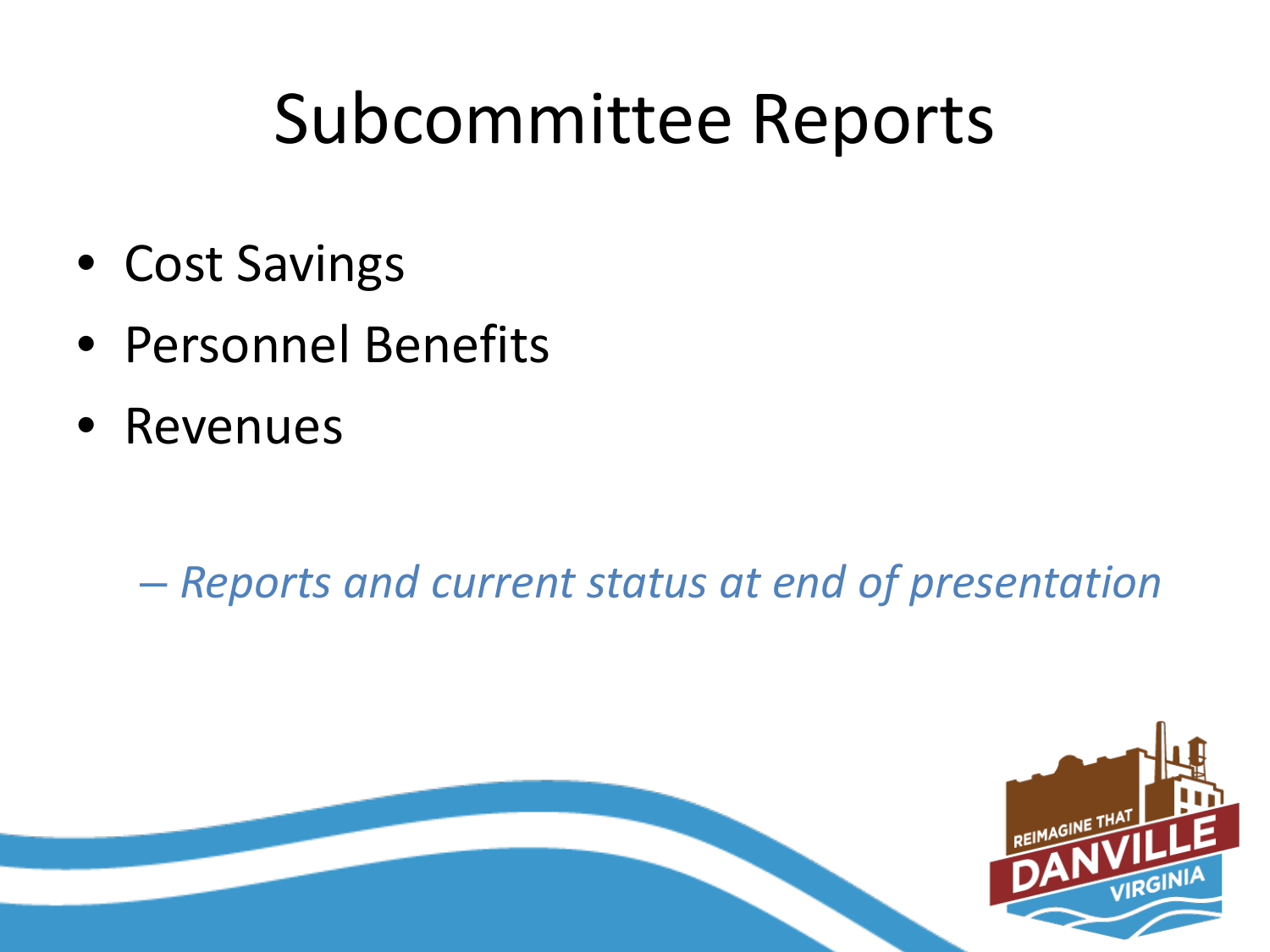# Subcommittee Reports

- Cost Savings
- Personnel Benefits
- Revenues
  - *Reports and current status at end of presentation*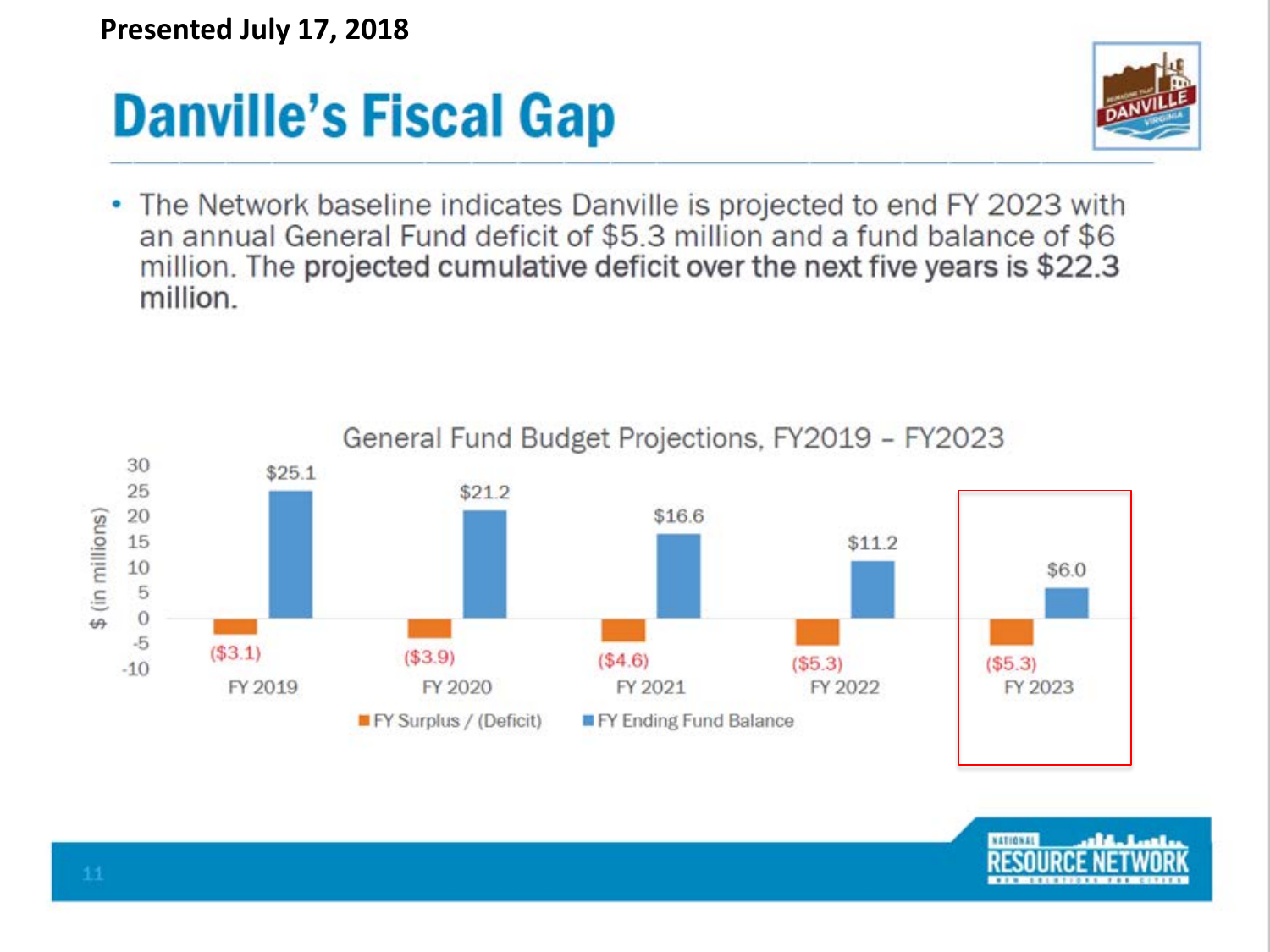Presented July 17, 2018

# Danville's Fiscal Gap

- The Network baseline indicates Danville is projected to end FY 2023 with an annual General Fund deficit of $5.3 million and a fund balance of $6 million. The **projected cumulative deficit over the next five years is $22.3 million.**

**General Fund Budget Projections, FY2019 – FY2023**

| $ (in millions) | FY 2019 | FY 2020 | FY 2021 | FY 2022 | FY 2023 |
|---|---|---|---|---|---|
| FY Surplus / (Deficit) | ($3.1) | ($3.9) | ($4.6) | ($5.3) | ($5.3) |
| FY Ending Fund Balance | $25.1 | $21.2 | $16.6 | $11.2 | $6.0 |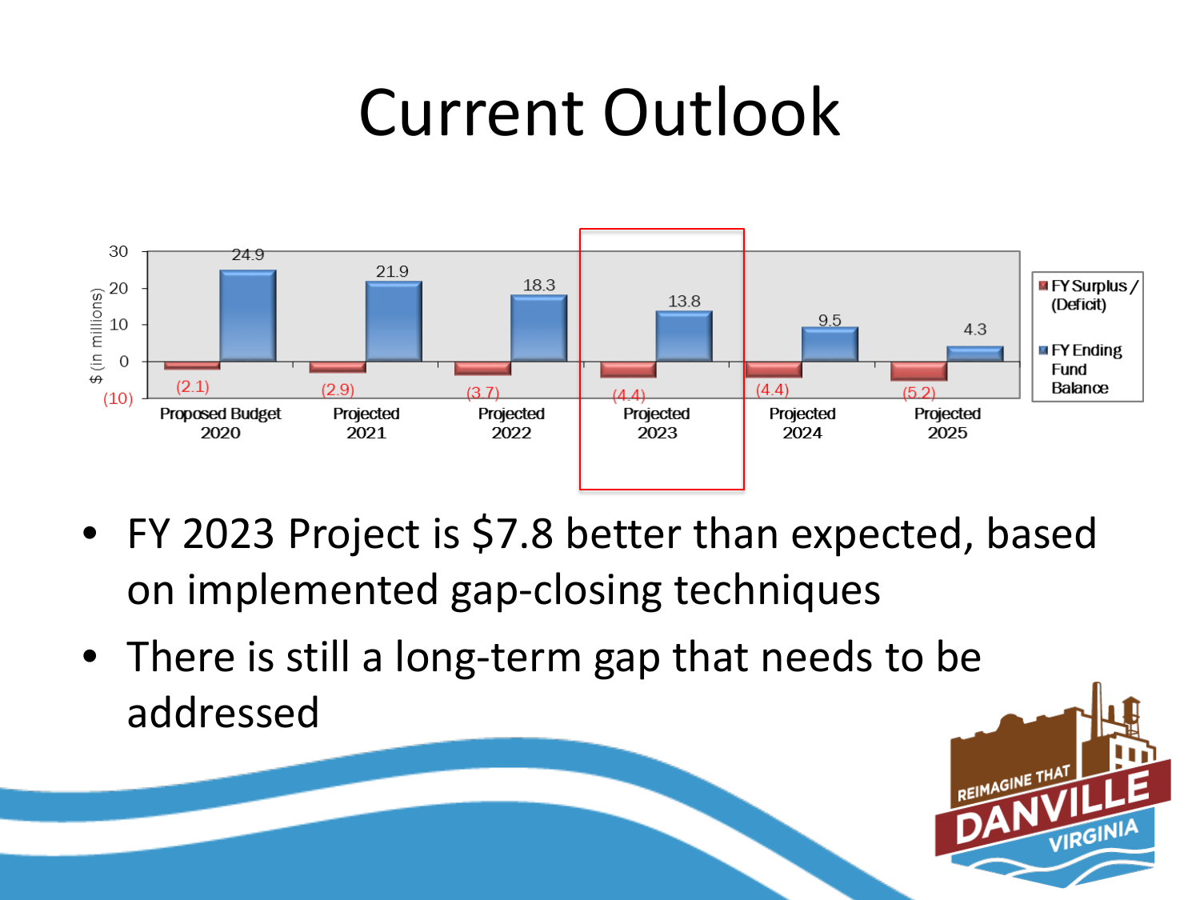# Current Outlook

| | Proposed Budget 2020 | Projected 2021 | Projected 2022 | Projected 2023 | Projected 2024 | Projected 2025 |
|---|---|---|---|---|---|---|
| FY Surplus / (Deficit) | (2.1) | (2.9) | (3.7) | (4.4) | (4.4) | (5.2) |
| FY Ending Fund Balance | 24.9 | 21.9 | 18.3 | 13.8 | 9.5 | 4.3 |

$ (in millions)

- FY 2023 Project is $7.8 better than expected, based on implemented gap-closing techniques
- There is still a long-term gap that needs to be addressed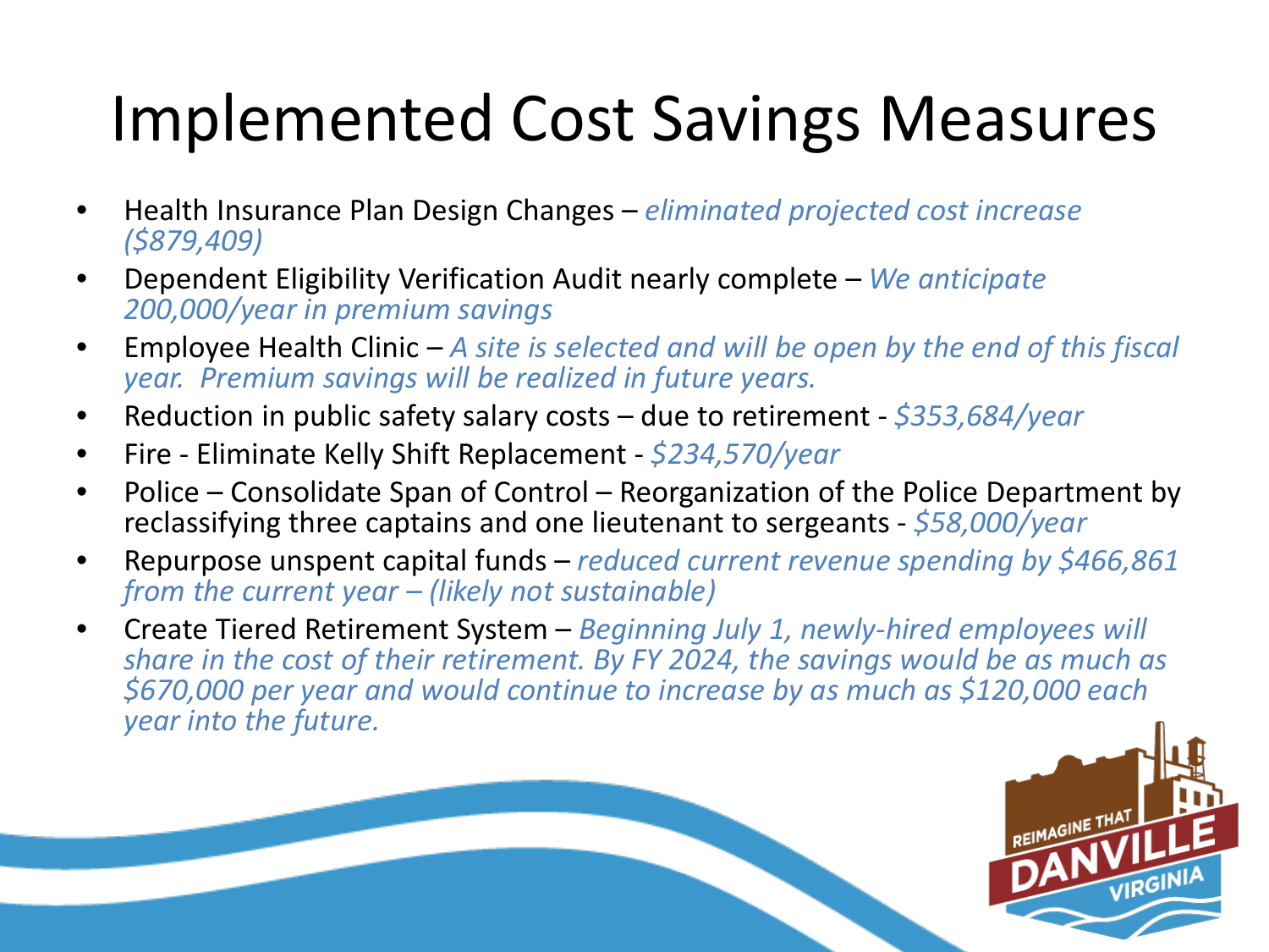# Implemented Cost Savings Measures

- Health Insurance Plan Design Changes – *eliminated projected cost increase ($879,409)*
- Dependent Eligibility Verification Audit nearly complete – *We anticipate 200,000/year in premium savings*
- Employee Health Clinic – *A site is selected and will be open by the end of this fiscal year. Premium savings will be realized in future years.*
- Reduction in public safety salary costs – due to retirement - *$353,684/year*
- Fire - Eliminate Kelly Shift Replacement - *$234,570/year*
- Police – Consolidate Span of Control – Reorganization of the Police Department by reclassifying three captains and one lieutenant to sergeants - *$58,000/year*
- Repurpose unspent capital funds – *reduced current revenue spending by $466,861 from the current year – (likely not sustainable)*
- Create Tiered Retirement System – *Beginning July 1, newly-hired employees will share in the cost of their retirement. By FY 2024, the savings would be as much as $670,000 per year and would continue to increase by as much as $120,000 each year into the future.*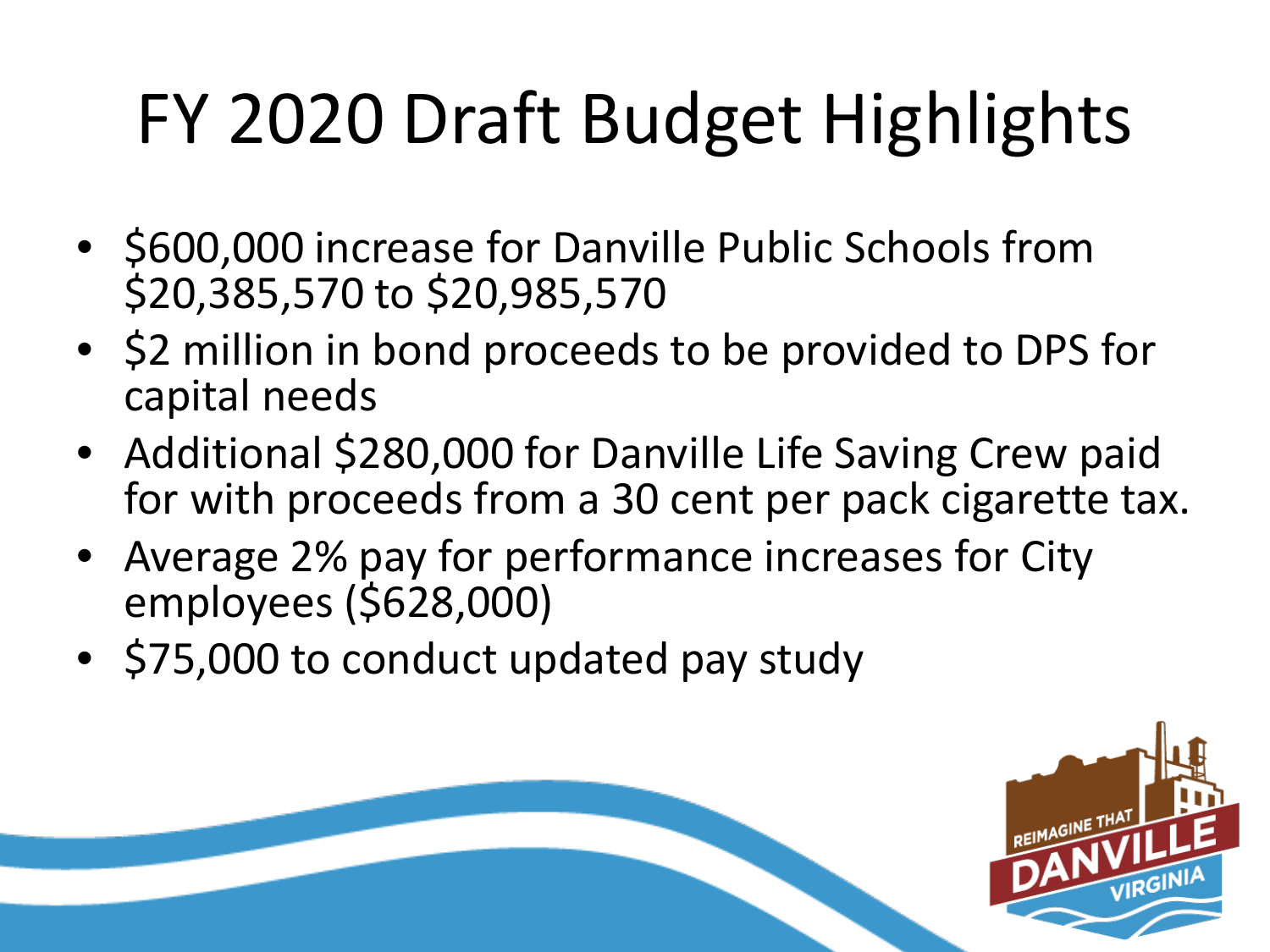# FY 2020 Draft Budget Highlights

- $600,000 increase for Danville Public Schools from $20,385,570 to $20,985,570
- $2 million in bond proceeds to be provided to DPS for capital needs
- Additional $280,000 for Danville Life Saving Crew paid for with proceeds from a 30 cent per pack cigarette tax.
- Average 2% pay for performance increases for City employees ($628,000)
- $75,000 to conduct updated pay study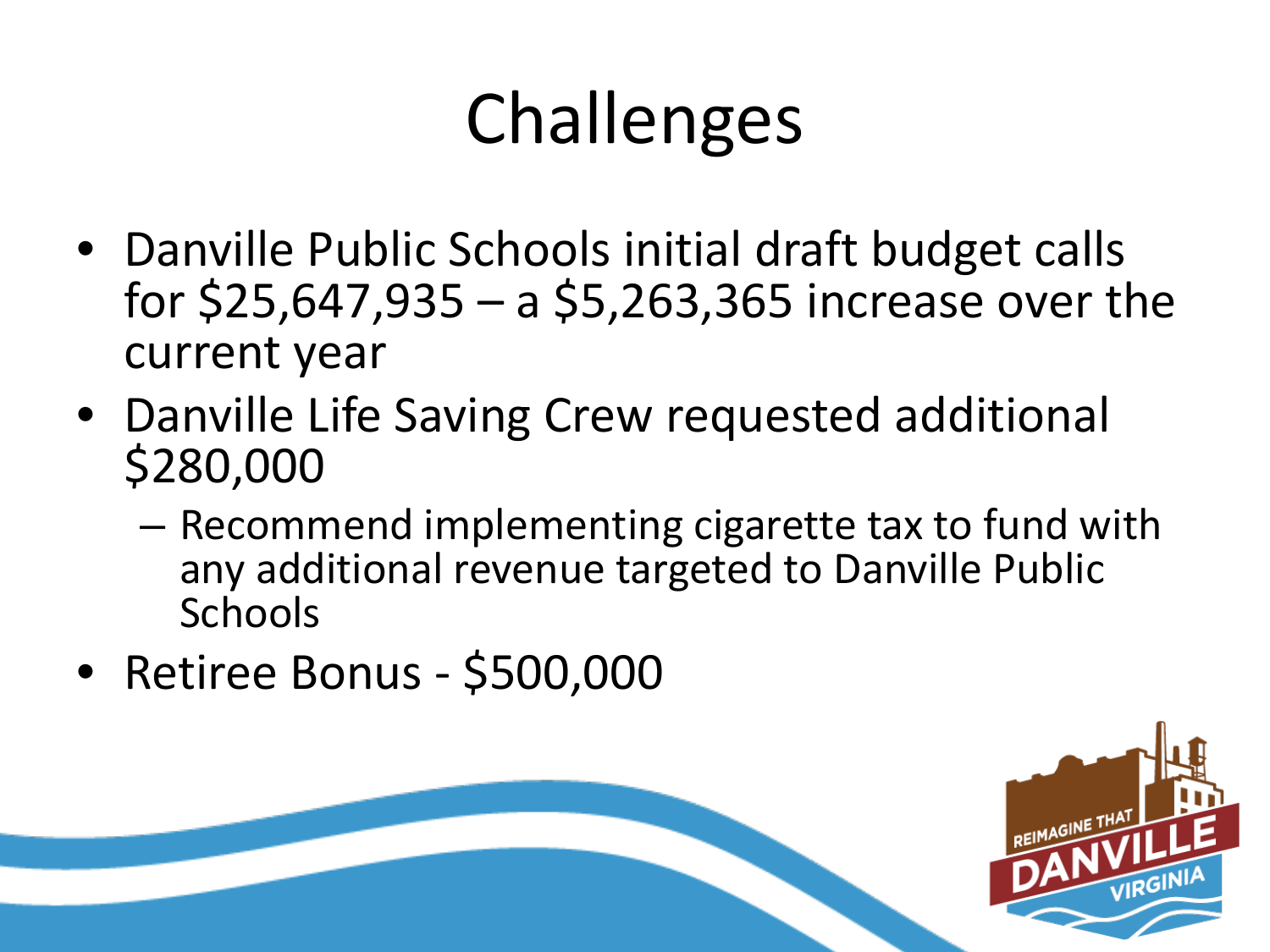# Challenges

- Danville Public Schools initial draft budget calls for $25,647,935 – a $5,263,365 increase over the current year
- Danville Life Saving Crew requested additional $280,000
  - Recommend implementing cigarette tax to fund with any additional revenue targeted to Danville Public Schools
- Retiree Bonus - $500,000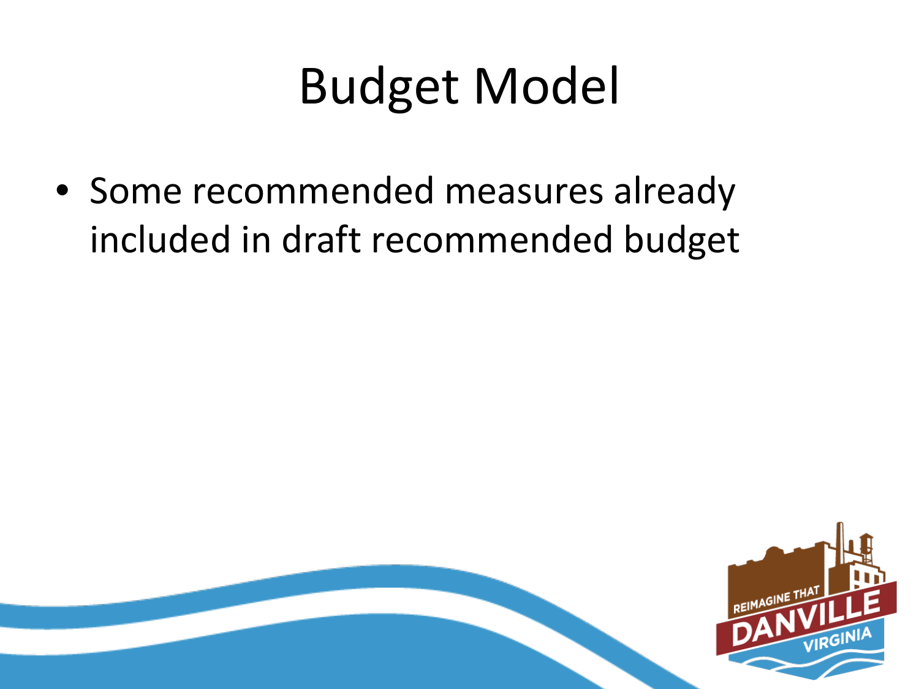# Budget Model

- Some recommended measures already included in draft recommended budget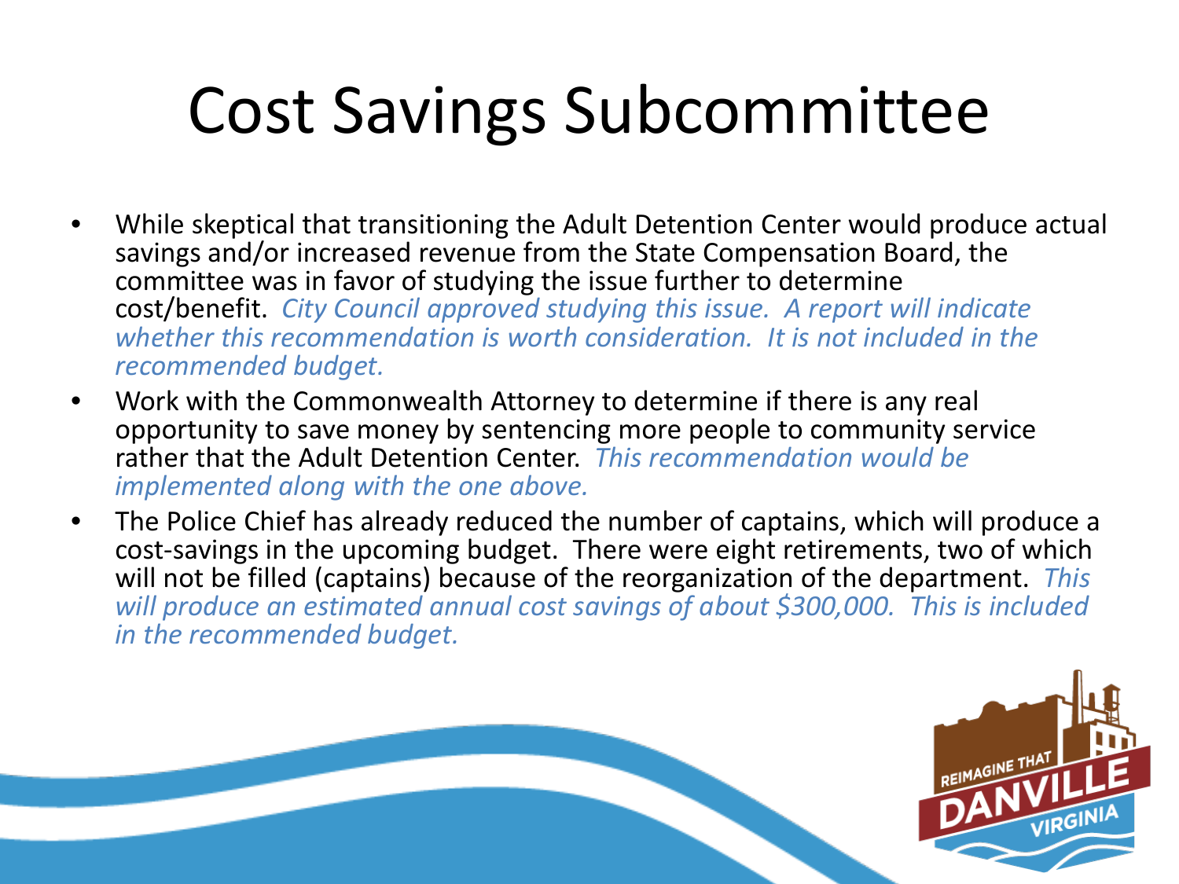# Cost Savings Subcommittee

- While skeptical that transitioning the Adult Detention Center would produce actual savings and/or increased revenue from the State Compensation Board, the committee was in favor of studying the issue further to determine cost/benefit. *City Council approved studying this issue. A report will indicate whether this recommendation is worth consideration. It is not included in the recommended budget.*
- Work with the Commonwealth Attorney to determine if there is any real opportunity to save money by sentencing more people to community service rather that the Adult Detention Center. *This recommendation would be implemented along with the one above.*
- The Police Chief has already reduced the number of captains, which will produce a cost-savings in the upcoming budget. There were eight retirements, two of which will not be filled (captains) because of the reorganization of the department. *This will produce an estimated annual cost savings of about $300,000. This is included in the recommended budget.*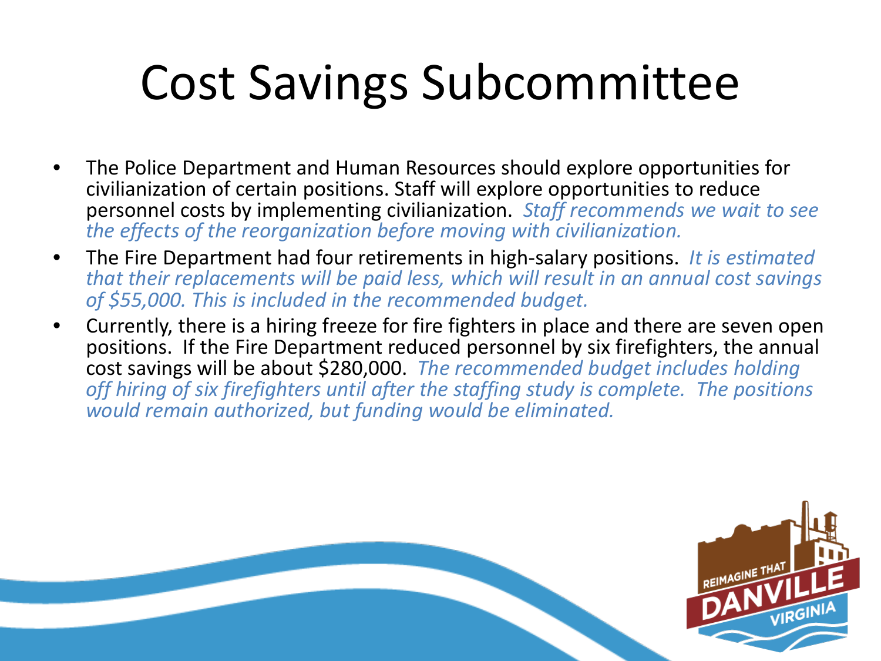# Cost Savings Subcommittee

- The Police Department and Human Resources should explore opportunities for civilianization of certain positions. Staff will explore opportunities to reduce personnel costs by implementing civilianization. *Staff recommends we wait to see the effects of the reorganization before moving with civilianization.*
- The Fire Department had four retirements in high-salary positions. *It is estimated that their replacements will be paid less, which will result in an annual cost savings of $55,000. This is included in the recommended budget.*
- Currently, there is a hiring freeze for fire fighters in place and there are seven open positions. If the Fire Department reduced personnel by six firefighters, the annual cost savings will be about $280,000. *The recommended budget includes holding off hiring of six firefighters until after the staffing study is complete. The positions would remain authorized, but funding would be eliminated.*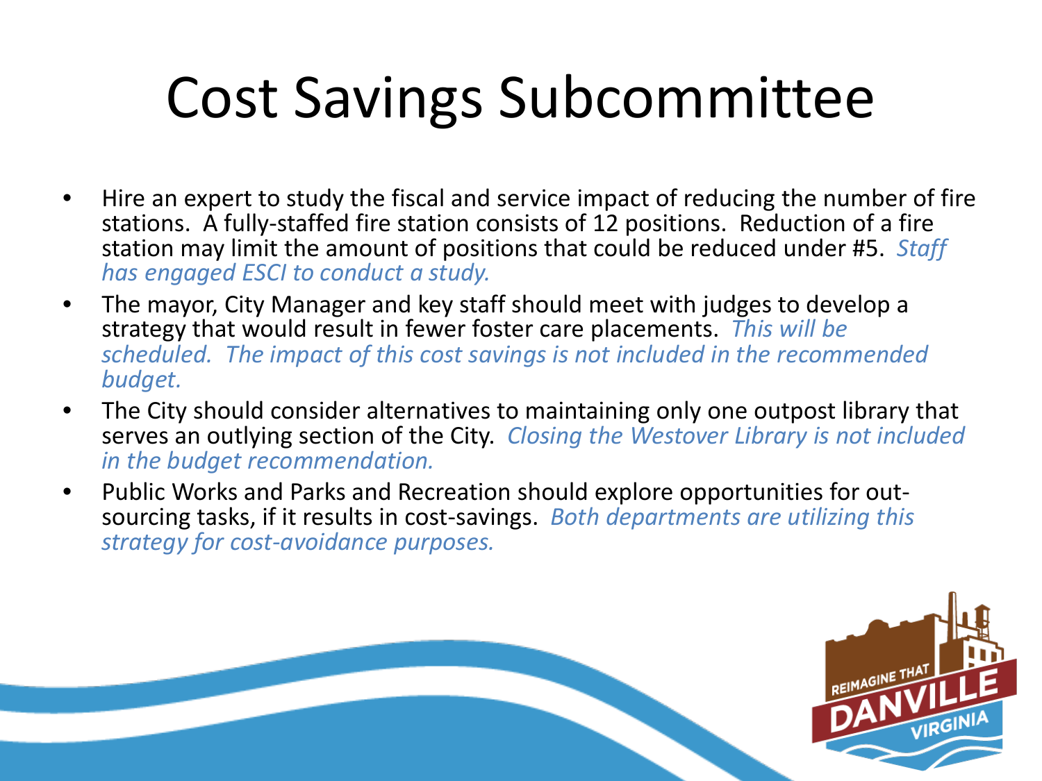# Cost Savings Subcommittee

- Hire an expert to study the fiscal and service impact of reducing the number of fire stations. A fully-staffed fire station consists of 12 positions. Reduction of a fire station may limit the amount of positions that could be reduced under #5. *Staff has engaged ESCI to conduct a study.*
- The mayor, City Manager and key staff should meet with judges to develop a strategy that would result in fewer foster care placements. *This will be scheduled. The impact of this cost savings is not included in the recommended budget.*
- The City should consider alternatives to maintaining only one outpost library that serves an outlying section of the City. *Closing the Westover Library is not included in the budget recommendation.*
- Public Works and Parks and Recreation should explore opportunities for out-sourcing tasks, if it results in cost-savings. *Both departments are utilizing this strategy for cost-avoidance purposes.*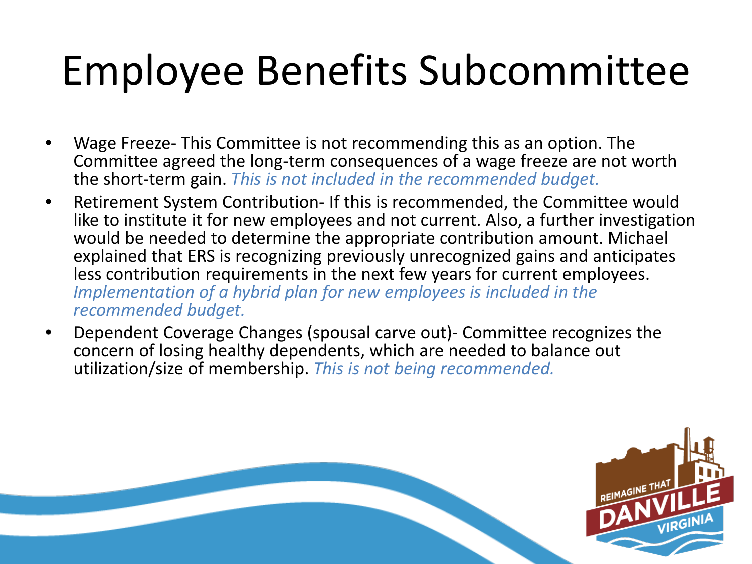# Employee Benefits Subcommittee

- Wage Freeze- This Committee is not recommending this as an option. The Committee agreed the long-term consequences of a wage freeze are not worth the short-term gain. *This is not included in the recommended budget.*
- Retirement System Contribution- If this is recommended, the Committee would like to institute it for new employees and not current. Also, a further investigation would be needed to determine the appropriate contribution amount. Michael explained that ERS is recognizing previously unrecognized gains and anticipates less contribution requirements in the next few years for current employees. *Implementation of a hybrid plan for new employees is included in the recommended budget.*
- Dependent Coverage Changes (spousal carve out)- Committee recognizes the concern of losing healthy dependents, which are needed to balance out utilization/size of membership. *This is not being recommended.*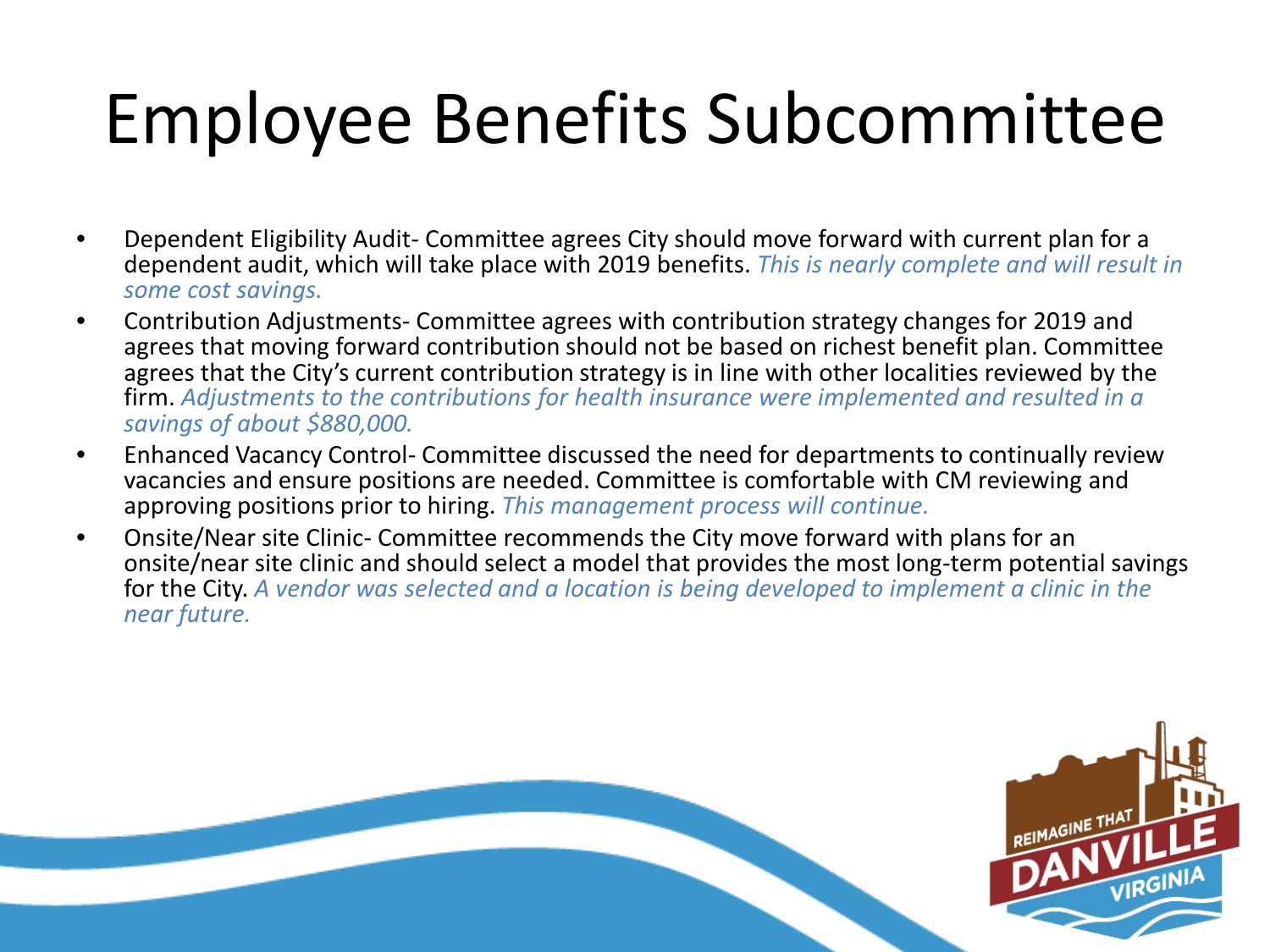# Employee Benefits Subcommittee

- Dependent Eligibility Audit- Committee agrees City should move forward with current plan for a dependent audit, which will take place with 2019 benefits. *This is nearly complete and will result in some cost savings.*
- Contribution Adjustments- Committee agrees with contribution strategy changes for 2019 and agrees that moving forward contribution should not be based on richest benefit plan. Committee agrees that the City's current contribution strategy is in line with other localities reviewed by the firm. *Adjustments to the contributions for health insurance were implemented and resulted in a savings of about $880,000.*
- Enhanced Vacancy Control- Committee discussed the need for departments to continually review vacancies and ensure positions are needed. Committee is comfortable with CM reviewing and approving positions prior to hiring. *This management process will continue.*
- Onsite/Near site Clinic- Committee recommends the City move forward with plans for an onsite/near site clinic and should select a model that provides the most long-term potential savings for the City. *A vendor was selected and a location is being developed to implement a clinic in the near future.*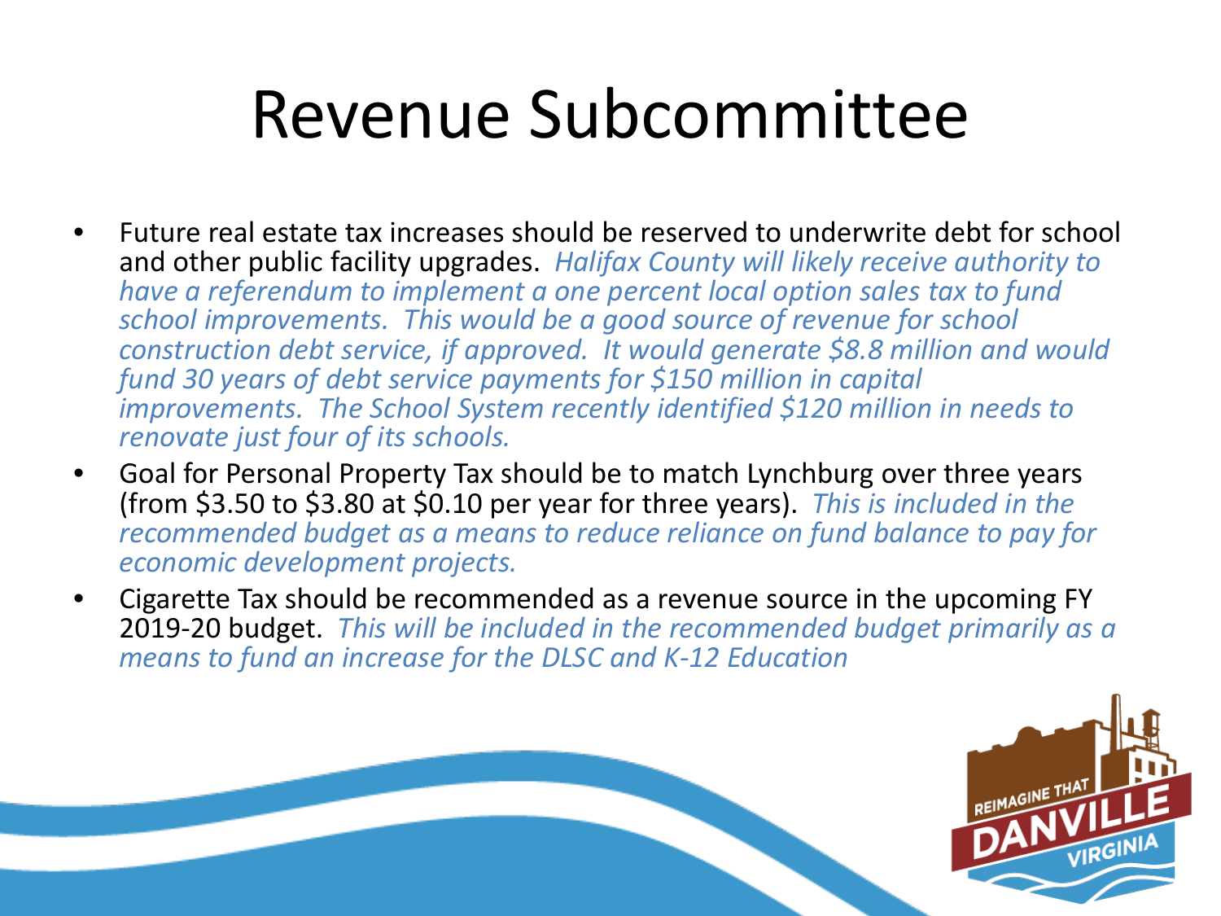# Revenue Subcommittee

- Future real estate tax increases should be reserved to underwrite debt for school and other public facility upgrades. *Halifax County will likely receive authority to have a referendum to implement a one percent local option sales tax to fund school improvements. This would be a good source of revenue for school construction debt service, if approved. It would generate $8.8 million and would fund 30 years of debt service payments for $150 million in capital improvements. The School System recently identified $120 million in needs to renovate just four of its schools.*
- Goal for Personal Property Tax should be to match Lynchburg over three years (from $3.50 to $3.80 at $0.10 per year for three years). *This is included in the recommended budget as a means to reduce reliance on fund balance to pay for economic development projects.*
- Cigarette Tax should be recommended as a revenue source in the upcoming FY 2019-20 budget. *This will be included in the recommended budget primarily as a means to fund an increase for the DLSC and K-12 Education*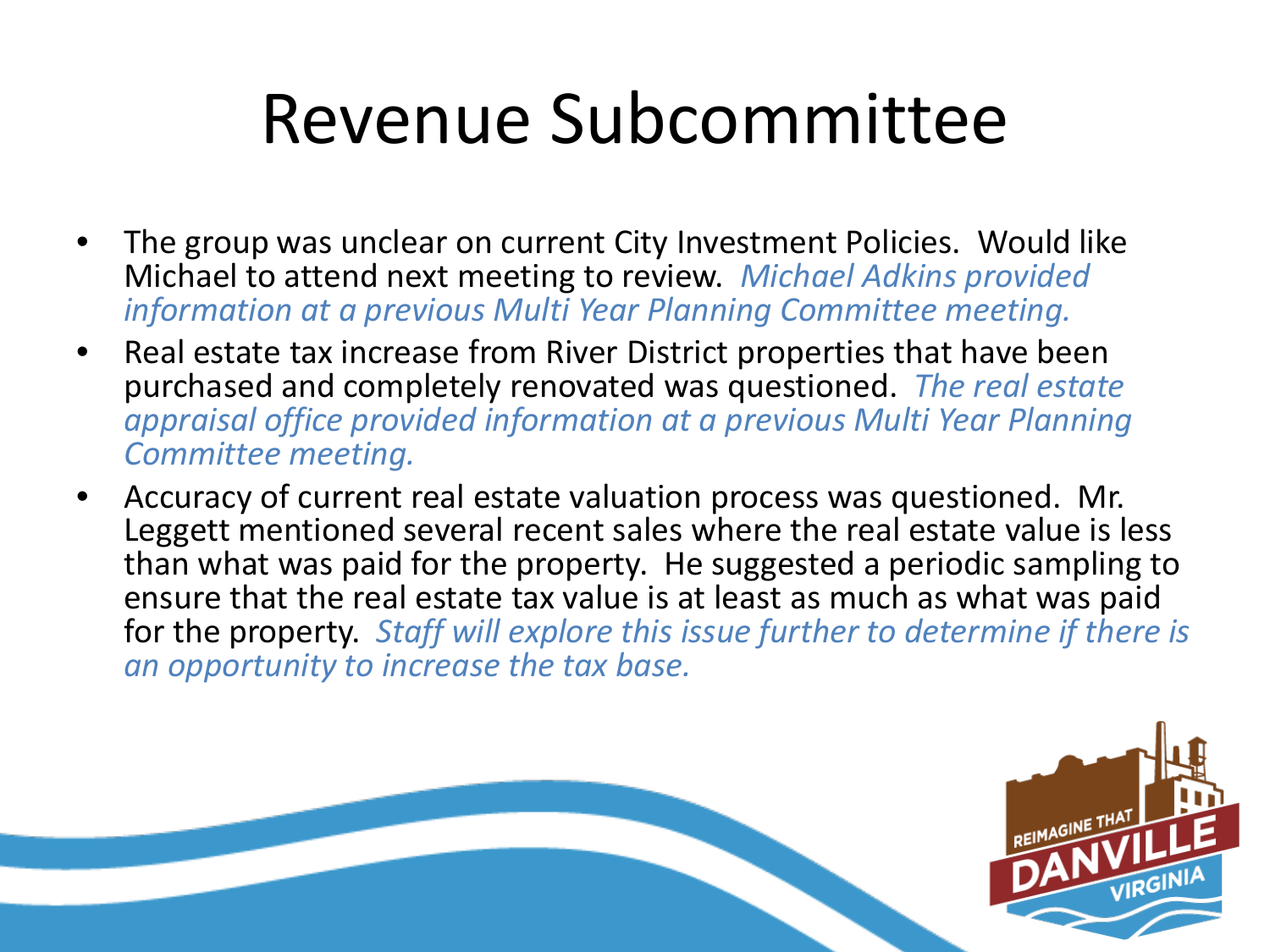# Revenue Subcommittee

- The group was unclear on current City Investment Policies. Would like Michael to attend next meeting to review. *Michael Adkins provided information at a previous Multi Year Planning Committee meeting.*
- Real estate tax increase from River District properties that have been purchased and completely renovated was questioned. *The real estate appraisal office provided information at a previous Multi Year Planning Committee meeting.*
- Accuracy of current real estate valuation process was questioned. Mr. Leggett mentioned several recent sales where the real estate value is less than what was paid for the property. He suggested a periodic sampling to ensure that the real estate tax value is at least as much as what was paid for the property. *Staff will explore this issue further to determine if there is an opportunity to increase the tax base.*